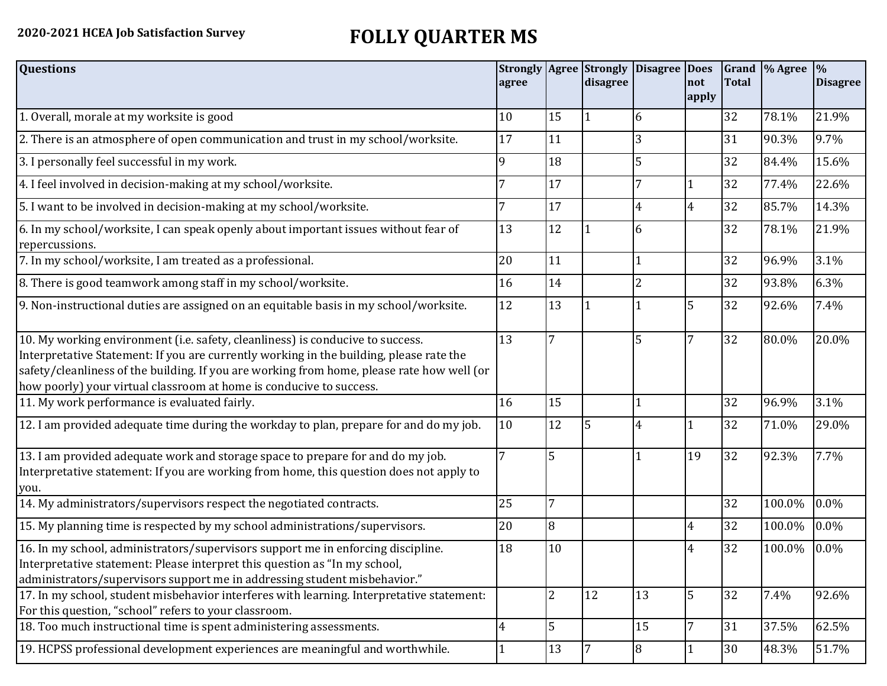**2020-2021 HCEA Job Satisfaction Survey**

# FOLLY QUARTER MS

| Questions | Strongly agree | Agree | Strongly disagree | Disagree | Does not apply | Grand Total | % Agree | % Disagree |
|---|---|---|---|---|---|---|---|---|
| 1. Overall, morale at my worksite is good | 10 | 15 | 1 | 6 | | 32 | 78.1% | 21.9% |
| 2. There is an atmosphere of open communication and trust in my school/worksite. | 17 | 11 | | 3 | | 31 | 90.3% | 9.7% |
| 3. I personally feel successful in my work. | 9 | 18 | | 5 | | 32 | 84.4% | 15.6% |
| 4. I feel involved in decision-making at my school/worksite. | 7 | 17 | | 7 | 1 | 32 | 77.4% | 22.6% |
| 5. I want to be involved in decision-making at my school/worksite. | 7 | 17 | | 4 | 4 | 32 | 85.7% | 14.3% |
| 6. In my school/worksite, I can speak openly about important issues without fear of repercussions. | 13 | 12 | 1 | 6 | | 32 | 78.1% | 21.9% |
| 7. In my school/worksite, I am treated as a professional. | 20 | 11 | | 1 | | 32 | 96.9% | 3.1% |
| 8. There is good teamwork among staff in my school/worksite. | 16 | 14 | | 2 | | 32 | 93.8% | 6.3% |
| 9. Non-instructional duties are assigned on an equitable basis in my school/worksite. | 12 | 13 | 1 | 1 | 5 | 32 | 92.6% | 7.4% |
| 10. My working environment (i.e. safety, cleanliness) is conducive to success. Interpretative Statement: If you are currently working in the building, please rate the safety/cleanliness of the building. If you are working from home, please rate how well (or how poorly) your virtual classroom at home is conducive to success. | 13 | 7 | | 5 | 7 | 32 | 80.0% | 20.0% |
| 11. My work performance is evaluated fairly. | 16 | 15 | | 1 | | 32 | 96.9% | 3.1% |
| 12. I am provided adequate time during the workday to plan, prepare for and do my job. | 10 | 12 | 5 | 4 | 1 | 32 | 71.0% | 29.0% |
| 13. I am provided adequate work and storage space to prepare for and do my job. Interpretative statement: If you are working from home, this question does not apply to you. | 7 | 5 | | 1 | 19 | 32 | 92.3% | 7.7% |
| 14. My administrators/supervisors respect the negotiated contracts. | 25 | 7 | | | | 32 | 100.0% | 0.0% |
| 15. My planning time is respected by my school administrations/supervisors. | 20 | 8 | | | 4 | 32 | 100.0% | 0.0% |
| 16. In my school, administrators/supervisors support me in enforcing discipline. Interpretative statement: Please interpret this question as "In my school, administrators/supervisors support me in addressing student misbehavior." | 18 | 10 | | | 4 | 32 | 100.0% | 0.0% |
| 17. In my school, student misbehavior interferes with learning. Interpretative statement: For this question, "school" refers to your classroom. | | 2 | 12 | 13 | 5 | 32 | 7.4% | 92.6% |
| 18. Too much instructional time is spent administering assessments. | 4 | 5 | | 15 | 7 | 31 | 37.5% | 62.5% |
| 19. HCPSS professional development experiences are meaningful and worthwhile. | 1 | 13 | 7 | 8 | 1 | 30 | 48.3% | 51.7% |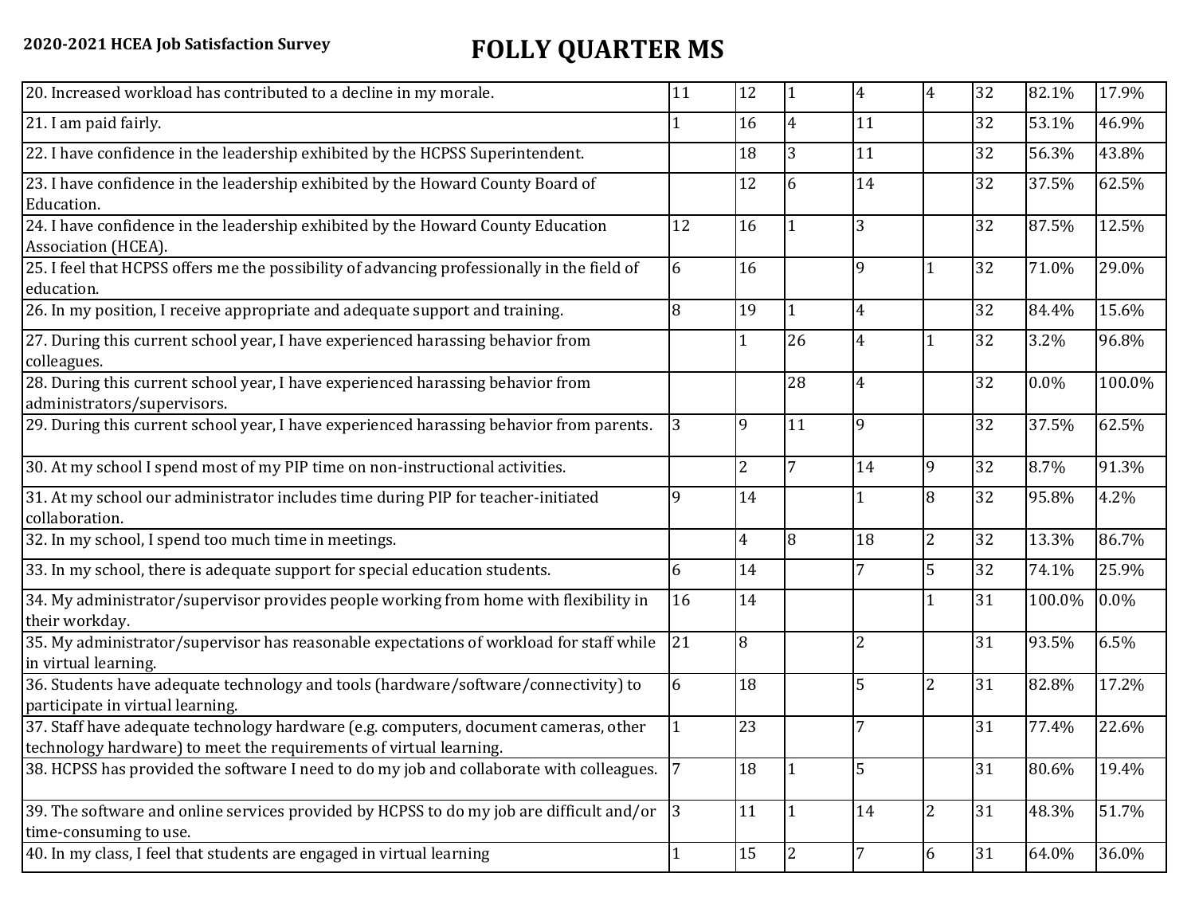**2020-2021 HCEA Job Satisfaction Survey**

# FOLLY QUARTER MS

| | | | | | | | | |
|---|---|---|---|---|---|---|---|---|
| 20. Increased workload has contributed to a decline in my morale. | 11 | 12 | 1 | 4 | 4 | 32 | 82.1% | 17.9% |
| 21. I am paid fairly. | 1 | 16 | 4 | 11 | | 32 | 53.1% | 46.9% |
| 22. I have confidence in the leadership exhibited by the HCPSS Superintendent. | | 18 | 3 | 11 | | 32 | 56.3% | 43.8% |
| 23. I have confidence in the leadership exhibited by the Howard County Board of Education. | | 12 | 6 | 14 | | 32 | 37.5% | 62.5% |
| 24. I have confidence in the leadership exhibited by the Howard County Education Association (HCEA). | 12 | 16 | 1 | 3 | | 32 | 87.5% | 12.5% |
| 25. I feel that HCPSS offers me the possibility of advancing professionally in the field of education. | 6 | 16 | | 9 | 1 | 32 | 71.0% | 29.0% |
| 26. In my position, I receive appropriate and adequate support and training. | 8 | 19 | 1 | 4 | | 32 | 84.4% | 15.6% |
| 27. During this current school year, I have experienced harassing behavior from colleagues. | | 1 | 26 | 4 | 1 | 32 | 3.2% | 96.8% |
| 28. During this current school year, I have experienced harassing behavior from administrators/supervisors. | | | 28 | 4 | | 32 | 0.0% | 100.0% |
| 29. During this current school year, I have experienced harassing behavior from parents. | 3 | 9 | 11 | 9 | | 32 | 37.5% | 62.5% |
| 30. At my school I spend most of my PIP time on non-instructional activities. | | 2 | 7 | 14 | 9 | 32 | 8.7% | 91.3% |
| 31. At my school our administrator includes time during PIP for teacher-initiated collaboration. | 9 | 14 | | 1 | 8 | 32 | 95.8% | 4.2% |
| 32. In my school, I spend too much time in meetings. | | 4 | 8 | 18 | 2 | 32 | 13.3% | 86.7% |
| 33. In my school, there is adequate support for special education students. | 6 | 14 | | 7 | 5 | 32 | 74.1% | 25.9% |
| 34. My administrator/supervisor provides people working from home with flexibility in their workday. | 16 | 14 | | | 1 | 31 | 100.0% | 0.0% |
| 35. My administrator/supervisor has reasonable expectations of workload for staff while in virtual learning. | 21 | 8 | | 2 | | 31 | 93.5% | 6.5% |
| 36. Students have adequate technology and tools (hardware/software/connectivity) to participate in virtual learning. | 6 | 18 | | 5 | 2 | 31 | 82.8% | 17.2% |
| 37. Staff have adequate technology hardware (e.g. computers, document cameras, other technology hardware) to meet the requirements of virtual learning. | 1 | 23 | | 7 | | 31 | 77.4% | 22.6% |
| 38. HCPSS has provided the software I need to do my job and collaborate with colleagues. | 7 | 18 | 1 | 5 | | 31 | 80.6% | 19.4% |
| 39. The software and online services provided by HCPSS to do my job are difficult and/or time-consuming to use. | 3 | 11 | 1 | 14 | 2 | 31 | 48.3% | 51.7% |
| 40. In my class, I feel that students are engaged in virtual learning | 1 | 15 | 2 | 7 | 6 | 31 | 64.0% | 36.0% |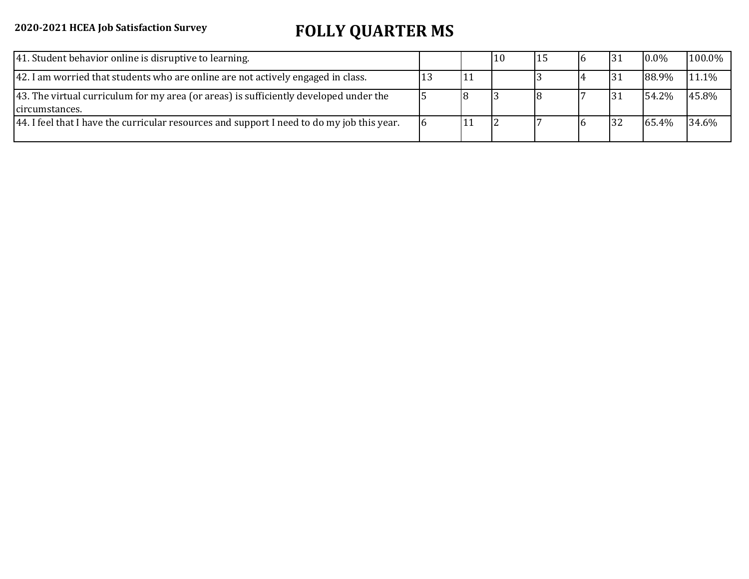2020-2021 HCEA Job Satisfaction Survey

# FOLLY QUARTER MS

| | | | | | | | | |
|---|---|---|---|---|---|---|---|---|
| 41. Student behavior online is disruptive to learning. | | | 10 | 15 | 6 | 31 | 0.0% | 100.0% |
| 42. I am worried that students who are online are not actively engaged in class. | 13 | 11 | | 3 | 4 | 31 | 88.9% | 11.1% |
| 43. The virtual curriculum for my area (or areas) is sufficiently developed under the circumstances. | 5 | 8 | 3 | 8 | 7 | 31 | 54.2% | 45.8% |
| 44. I feel that I have the curricular resources and support I need to do my job this year. | 6 | 11 | 2 | 7 | 6 | 32 | 65.4% | 34.6% |